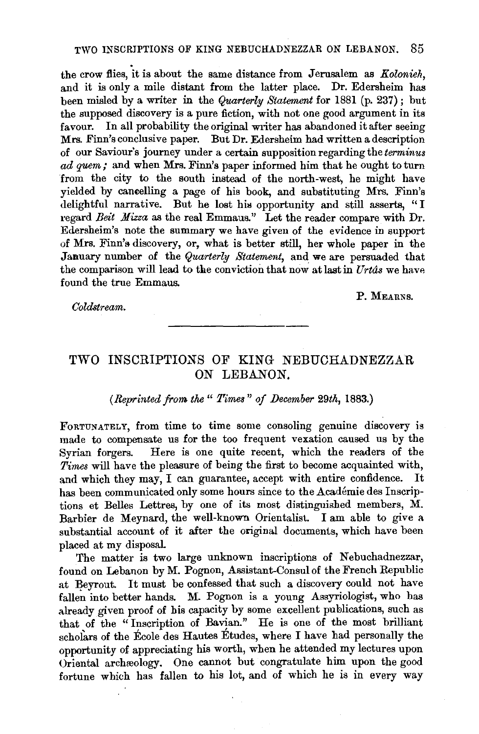the crow flies, it is about the same distance from Jerusalem as *Kolonieh*, and it is only a mile distant from the latter place. Dr. Edersheim has been misled by a writer in the *Quarterly Statement* for 1881 (p. 237); but the supposed discovery is a pure fiction, with not one good argument in its favour. In all probability the original writer has abandoned it after seeing Mrs. Finn's conclusive paper. But Dr. Edersheim had written a description of our Saviour's journey under a certain supposition regarding the *terminus ad quem;* and when Mrs. Finn's paper informed him that he ought to turn from the city to the south instead of the north-west, he might have yielded by cancelling a page of his book, and substituting Mrs. Finn's delightful narrative. But he lost his opportunity and still asserts, "I regard *Beit Mizza* as the real Emmaus." Let the reader compare with Dr. Edersheim's note the summary we have given of the evidence in support of Mrs. Finn's discovery, or, what is better still, her whole paper in the January number of the *Quarterly Statement*, and we are persuaded that the comparison will lead to the conviction that now at last in *Urtâs* we have found the true Emmaus.

P. MEARNS.

*Coldstream.*

---

## TWO INSCRIPTIONS OF KING NEBUCHADNEZZAR ON LEBANON.

*(Reprinted from the "Times" of December 29th, 1883.)*

FORTUNATELY, from time to time some consoling genuine discovery is made to compensate us for the too frequent vexation caused us by the Syrian forgers. Here is one quite recent, which the readers of the *Times* will have the pleasure of being the first to become acquainted with, and which they may, I can guarantee, accept with entire confidence. It has been communicated only some hours since to the Académie des Inscriptions et Belles Lettres, by one of its most distinguished members, M. Barbier de Meynard, the well-known Orientalist. I am able to give a substantial account of it after the original documents, which have been placed at my disposal.

The matter is two large unknown inscriptions of Nebuchadnezzar, found on Lebanon by M. Pognon, Assistant-Consul of the French Republic at Beyrout. It must be confessed that such a discovery could not have fallen into better hands. M. Pognon is a young Assyriologist, who has already given proof of his capacity by some excellent publications, such as that of the "Inscription of Bavian." He is one of the most brilliant scholars of the École des Hautes Études, where I have had personally the opportunity of appreciating his worth, when he attended my lectures upon Oriental archæology. One cannot but congratulate him upon the good fortune which has fallen to his lot, and of which he is in every way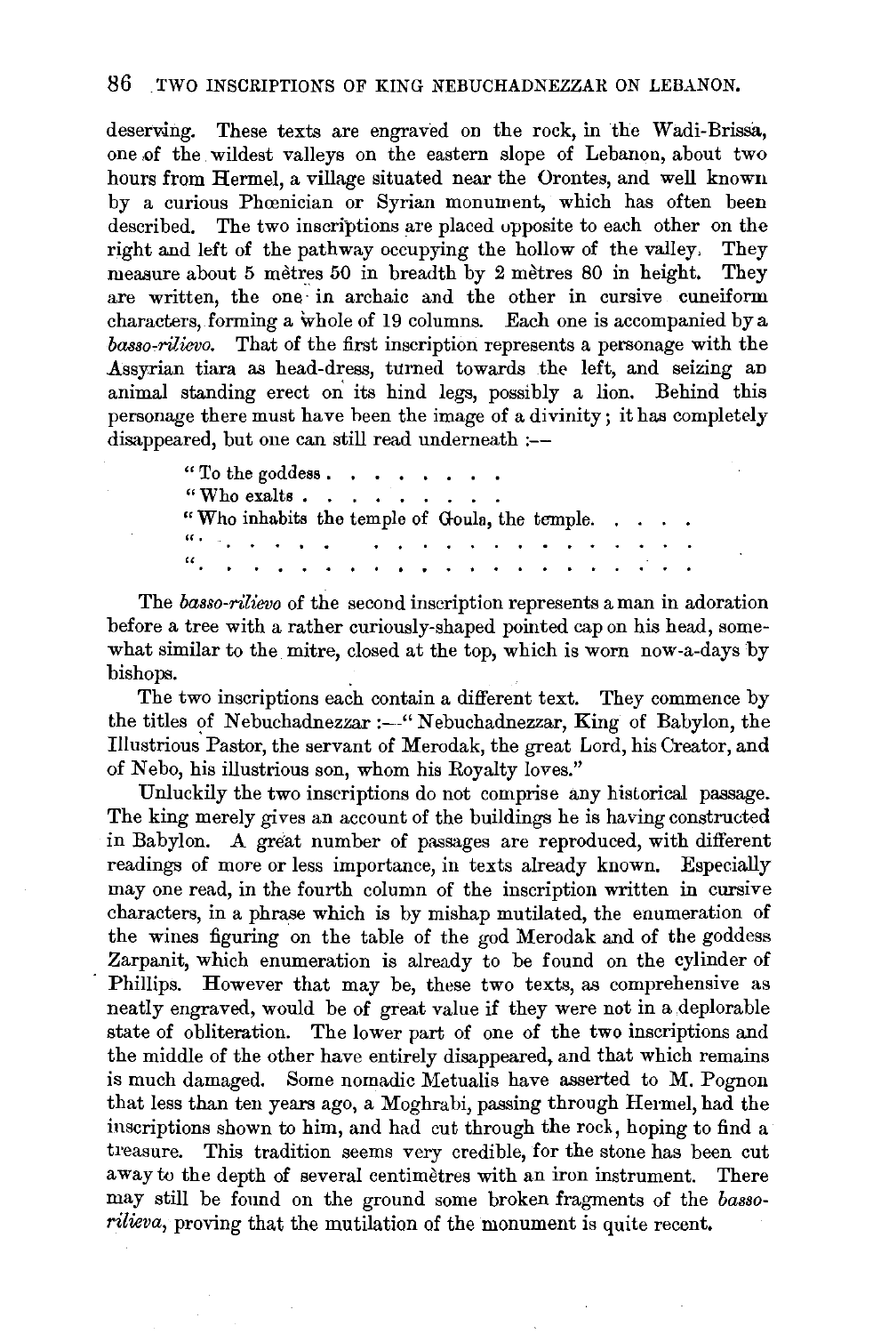deserving. These texts are engraved on the rock, in the Wadi-Brissa, one of the wildest valleys on the eastern slope of Lebanon, about two hours from Hermel, a village situated near the Orontes, and well known by a curious Phœnician or Syrian monument, which has often been described. The two inscriptions are placed opposite to each other on the right and left of the pathway occupying the hollow of the valley. They measure about 5 mètres 50 in breadth by 2 mètres 80 in height. They are written, the one in archaic and the other in cursive cuneiform characters, forming a whole of 19 columns. Each one is accompanied by a *basso-rilievo.* That of the first inscription represents a personage with the Assyrian tiara as head-dress, turned towards the left, and seizing an animal standing erect on its hind legs, possibly a lion. Behind this personage there must have been the image of a divinity; it has completely disappeared, but one can still read underneath :—

> "To the goddess . . . . . . . .
> "Who exalts . . . . . . . . .
> "Who inhabits the temple of Goula, the temple. . . . .
> ". . . . . . . . . . . . . . . . . . . . . .
> ". . . . . . . . . . . . . . . . . . . . . .

The *basso-rilievo* of the second inscription represents a man in adoration before a tree with a rather curiously-shaped pointed cap on his head, somewhat similar to the mitre, closed at the top, which is worn now-a-days by bishops.

The two inscriptions each contain a different text. They commence by the titles of Nebuchadnezzar :—"Nebuchadnezzar, King of Babylon, the Illustrious Pastor, the servant of Merodak, the great Lord, his Creator, and of Nebo, his illustrious son, whom his Royalty loves."

Unluckily the two inscriptions do not comprise any historical passage. The king merely gives an account of the buildings he is having constructed in Babylon. A great number of passages are reproduced, with different readings of more or less importance, in texts already known. Especially may one read, in the fourth column of the inscription written in cursive characters, in a phrase which is by mishap mutilated, the enumeration of the wines figuring on the table of the god Merodak and of the goddess Zarpanit, which enumeration is already to be found on the cylinder of Phillips. However that may be, these two texts, as comprehensive as neatly engraved, would be of great value if they were not in a deplorable state of obliteration. The lower part of one of the two inscriptions and the middle of the other have entirely disappeared, and that which remains is much damaged. Some nomadic Metualis have asserted to M. Pognon that less than ten years ago, a Moghrabi, passing through Hermel, had the inscriptions shown to him, and had cut through the rock, hoping to find a treasure. This tradition seems very credible, for the stone has been cut away to the depth of several centimètres with an iron instrument. There may still be found on the ground some broken fragments of the *basso-rilieva*, proving that the mutilation of the monument is quite recent.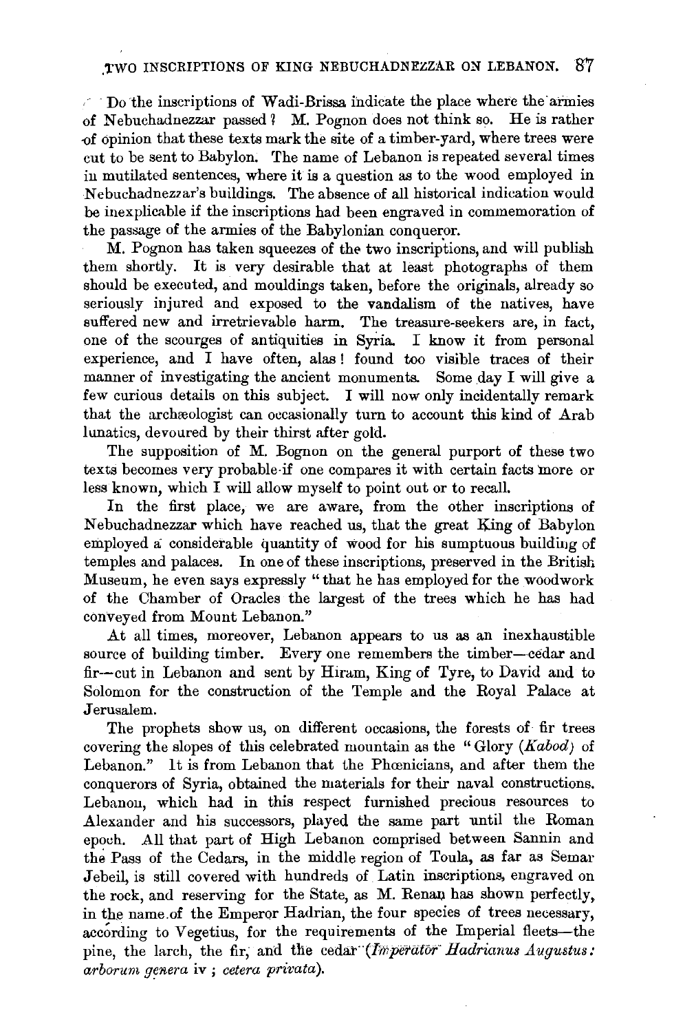Do the inscriptions of Wadi-Brissa indicate the place where the armies of Nebuchadnezzar passed? M. Pognon does not think so. He is rather of opinion that these texts mark the site of a timber-yard, where trees were cut to be sent to Babylon. The name of Lebanon is repeated several times in mutilated sentences, where it is a question as to the wood employed in Nebuchadnezzar's buildings. The absence of all historical indication would be inexplicable if the inscriptions had been engraved in commemoration of the passage of the armies of the Babylonian conqueror.

M. Pognon has taken squeezes of the two inscriptions, and will publish them shortly. It is very desirable that at least photographs of them should be executed, and mouldings taken, before the originals, already so seriously injured and exposed to the vandalism of the natives, have suffered new and irretrievable harm. The treasure-seekers are, in fact, one of the scourges of antiquities in Syria. I know it from personal experience, and I have often, alas! found too visible traces of their manner of investigating the ancient monuments. Some day I will give a few curious details on this subject. I will now only incidentally remark that the archæologist can occasionally turn to account this kind of Arab lunatics, devoured by their thirst after gold.

The supposition of M. Bognon on the general purport of these two texts becomes very probable if one compares it with certain facts more or less known, which I will allow myself to point out or to recall.

In the first place, we are aware, from the other inscriptions of Nebuchadnezzar which have reached us, that the great King of Babylon employed a considerable quantity of wood for his sumptuous building of temples and palaces. In one of these inscriptions, preserved in the British Museum, he even says expressly "that he has employed for the woodwork of the Chamber of Oracles the largest of the trees which he has had conveyed from Mount Lebanon."

At all times, moreover, Lebanon appears to us as an inexhaustible source of building timber. Every one remembers the timber—cedar and fir—cut in Lebanon and sent by Hiram, King of Tyre, to David and to Solomon for the construction of the Temple and the Royal Palace at Jerusalem.

The prophets show us, on different occasions, the forests of fir trees covering the slopes of this celebrated mountain as the "Glory (*Kabod*) of Lebanon." It is from Lebanon that the Phœnicians, and after them the conquerors of Syria, obtained the materials for their naval constructions. Lebanon, which had in this respect furnished precious resources to Alexander and his successors, played the same part until the Roman epoch. All that part of High Lebanon comprised between Sannin and the Pass of the Cedars, in the middle region of Toula, as far as Semar Jebeil, is still covered with hundreds of Latin inscriptions, engraved on the rock, and reserving for the State, as M. Renan has shown perfectly, in the name of the Emperor Hadrian, the four species of trees necessary, according to Vegetius, for the requirements of the Imperial fleets—the pine, the larch, the fir, and the cedar (*Imperator Hadrianus Augustus: arborum genera* iv ; *cetera privata*).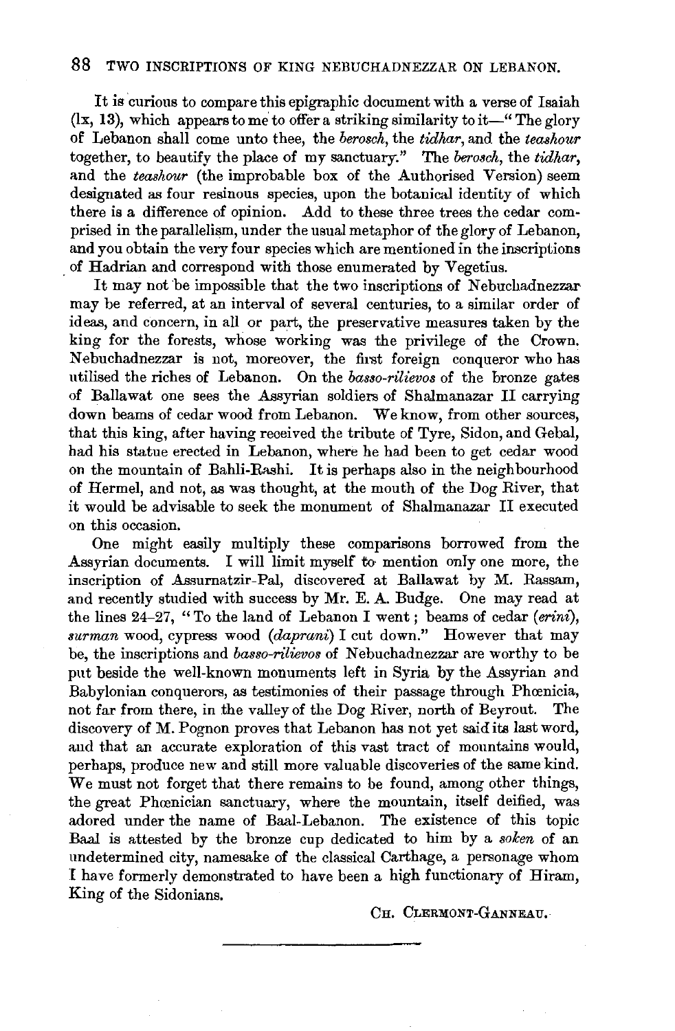It is curious to compare this epigraphic document with a verse of Isaiah (lx, 13), which appears to me to offer a striking similarity to it—"The glory of Lebanon shall come unto thee, the *berosch*, the *tidhar*, and the *teashour* together, to beautify the place of my sanctuary." The *berosch*, the *tidhar*, and the *teashour* (the improbable box of the Authorised Version) seem designated as four resinous species, upon the botanical identity of which there is a difference of opinion. Add to these three trees the cedar comprised in the parallelism, under the usual metaphor of the glory of Lebanon, and you obtain the very four species which are mentioned in the inscriptions of Hadrian and correspond with those enumerated by Vegetius.

It may not be impossible that the two inscriptions of Nebuchadnezzar may be referred, at an interval of several centuries, to a similar order of ideas, and concern, in all or part, the preservative measures taken by the king for the forests, whose working was the privilege of the Crown. Nebuchadnezzar is not, moreover, the first foreign conqueror who has utilised the riches of Lebanon. On the *basso-rilievos* of the bronze gates of Ballawat one sees the Assyrian soldiers of Shalmanazar II carrying down beams of cedar wood from Lebanon. We know, from other sources, that this king, after having received the tribute of Tyre, Sidon, and Gebal, had his statue erected in Lebanon, where he had been to get cedar wood on the mountain of Bahli-Rashi. It is perhaps also in the neighbourhood of Hermel, and not, as was thought, at the mouth of the Dog River, that it would be advisable to seek the monument of Shalmanazar II executed on this occasion.

One might easily multiply these comparisons borrowed from the Assyrian documents. I will limit myself to mention only one more, the inscription of Assurnatzir-Pal, discovered at Ballawat by M. Rassam, and recently studied with success by Mr. E. A. Budge. One may read at the lines 24–27, "To the land of Lebanon I went; beams of cedar (*erini*), *surman* wood, cypress wood (*daprani*) I cut down." However that may be, the inscriptions and *basso-rilievos* of Nebuchadnezzar are worthy to be put beside the well-known monuments left in Syria by the Assyrian and Babylonian conquerors, as testimonies of their passage through Phœnicia, not far from there, in the valley of the Dog River, north of Beyrout. The discovery of M. Pognon proves that Lebanon has not yet said its last word, and that an accurate exploration of this vast tract of mountains would, perhaps, produce new and still more valuable discoveries of the same kind. We must not forget that there remains to be found, among other things, the great Phœnician sanctuary, where the mountain, itself deified, was adored under the name of Baal-Lebanon. The existence of this topic Baal is attested by the bronze cup dedicated to him by a *soken* of an undetermined city, namesake of the classical Carthage, a personage whom I have formerly demonstrated to have been a high functionary of Hiram, King of the Sidonians.

CH. CLERMONT-GANNEAU.